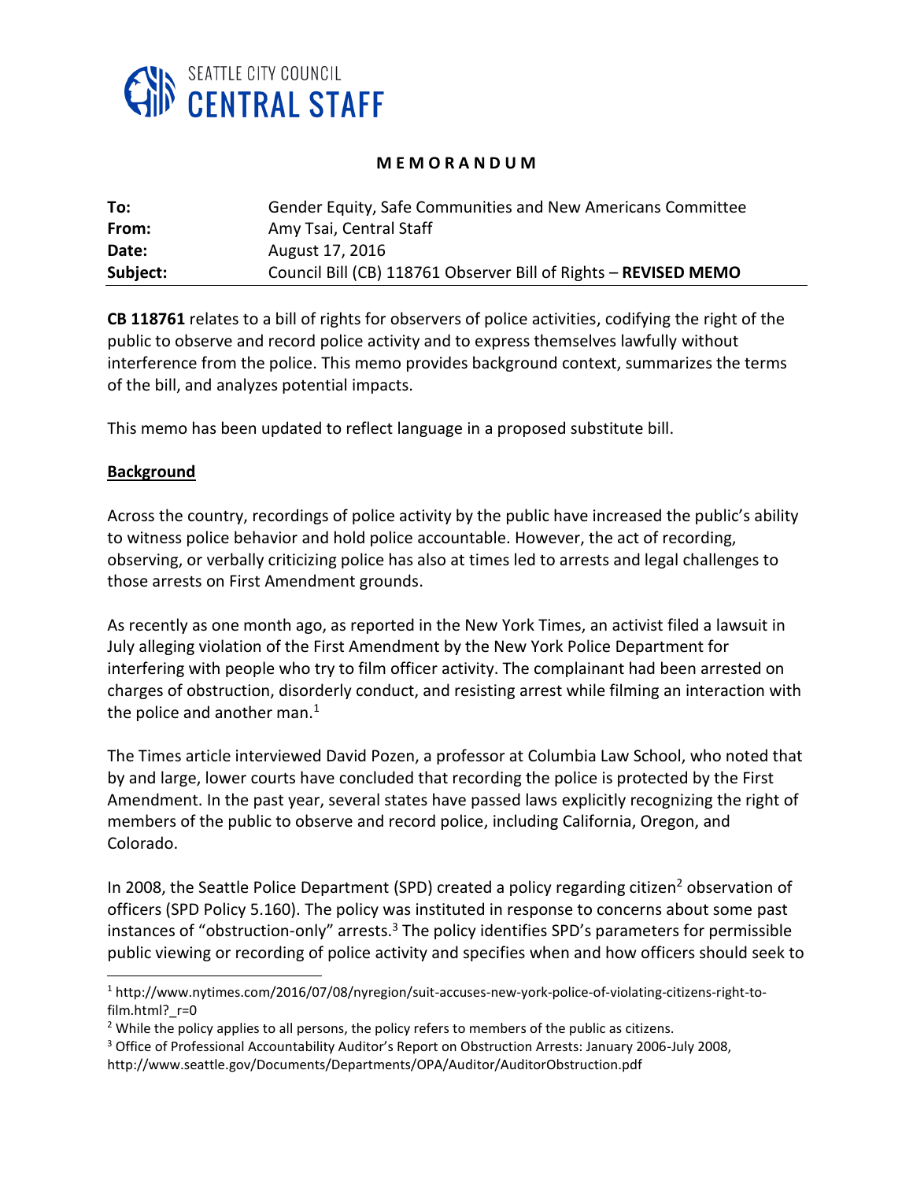SEATTLE CITY COUNCIL
CENTRAL STAFF

**M E M O R A N D U M**

| | |
|---|---|
| **To:** | Gender Equity, Safe Communities and New Americans Committee |
| **From:** | Amy Tsai, Central Staff |
| **Date:** | August 17, 2016 |
| **Subject:** | Council Bill (CB) 118761 Observer Bill of Rights – **REVISED MEMO** |

**CB 118761** relates to a bill of rights for observers of police activities, codifying the right of the public to observe and record police activity and to express themselves lawfully without interference from the police. This memo provides background context, summarizes the terms of the bill, and analyzes potential impacts.

This memo has been updated to reflect language in a proposed substitute bill.

**Background**

Across the country, recordings of police activity by the public have increased the public's ability to witness police behavior and hold police accountable. However, the act of recording, observing, or verbally criticizing police has also at times led to arrests and legal challenges to those arrests on First Amendment grounds.

As recently as one month ago, as reported in the New York Times, an activist filed a lawsuit in July alleging violation of the First Amendment by the New York Police Department for interfering with people who try to film officer activity. The complainant had been arrested on charges of obstruction, disorderly conduct, and resisting arrest while filming an interaction with the police and another man.[1]

The Times article interviewed David Pozen, a professor at Columbia Law School, who noted that by and large, lower courts have concluded that recording the police is protected by the First Amendment. In the past year, several states have passed laws explicitly recognizing the right of members of the public to observe and record police, including California, Oregon, and Colorado.

In 2008, the Seattle Police Department (SPD) created a policy regarding citizen[2] observation of officers (SPD Policy 5.160). The policy was instituted in response to concerns about some past instances of "obstruction-only" arrests.[3] The policy identifies SPD's parameters for permissible public viewing or recording of police activity and specifies when and how officers should seek to

---

[1] http://www.nytimes.com/2016/07/08/nyregion/suit-accuses-new-york-police-of-violating-citizens-right-to-film.html?_r=0

[2] While the policy applies to all persons, the policy refers to members of the public as citizens.

[3] Office of Professional Accountability Auditor's Report on Obstruction Arrests: January 2006-July 2008, http://www.seattle.gov/Documents/Departments/OPA/Auditor/AuditorObstruction.pdf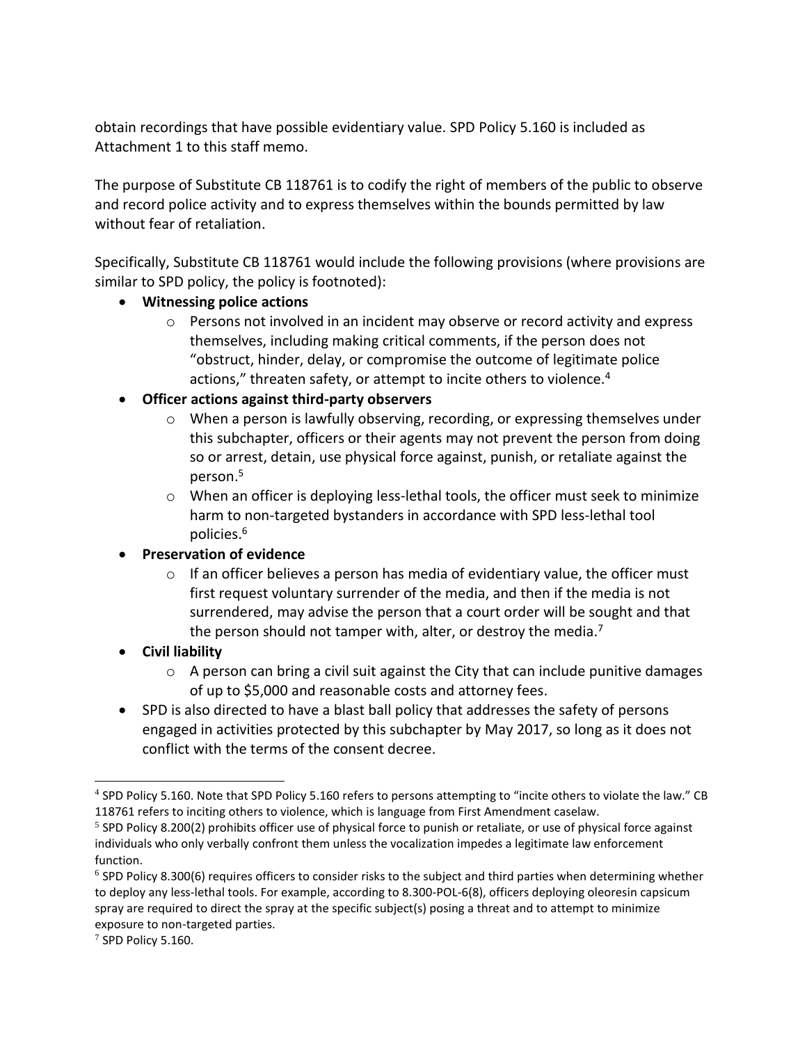obtain recordings that have possible evidentiary value. SPD Policy 5.160 is included as Attachment 1 to this staff memo.

The purpose of Substitute CB 118761 is to codify the right of members of the public to observe and record police activity and to express themselves within the bounds permitted by law without fear of retaliation.

Specifically, Substitute CB 118761 would include the following provisions (where provisions are similar to SPD policy, the policy is footnoted):

- **Witnessing police actions**
  - Persons not involved in an incident may observe or record activity and express themselves, including making critical comments, if the person does not "obstruct, hinder, delay, or compromise the outcome of legitimate police actions," threaten safety, or attempt to incite others to violence.[4]
- **Officer actions against third-party observers**
  - When a person is lawfully observing, recording, or expressing themselves under this subchapter, officers or their agents may not prevent the person from doing so or arrest, detain, use physical force against, punish, or retaliate against the person.[5]
  - When an officer is deploying less-lethal tools, the officer must seek to minimize harm to non-targeted bystanders in accordance with SPD less-lethal tool policies.[6]
- **Preservation of evidence**
  - If an officer believes a person has media of evidentiary value, the officer must first request voluntary surrender of the media, and then if the media is not surrendered, may advise the person that a court order will be sought and that the person should not tamper with, alter, or destroy the media.[7]
- **Civil liability**
  - A person can bring a civil suit against the City that can include punitive damages of up to $5,000 and reasonable costs and attorney fees.
- SPD is also directed to have a blast ball policy that addresses the safety of persons engaged in activities protected by this subchapter by May 2017, so long as it does not conflict with the terms of the consent decree.

---

[4] SPD Policy 5.160. Note that SPD Policy 5.160 refers to persons attempting to "incite others to violate the law." CB 118761 refers to inciting others to violence, which is language from First Amendment caselaw.

[5] SPD Policy 8.200(2) prohibits officer use of physical force to punish or retaliate, or use of physical force against individuals who only verbally confront them unless the vocalization impedes a legitimate law enforcement function.

[6] SPD Policy 8.300(6) requires officers to consider risks to the subject and third parties when determining whether to deploy any less-lethal tools. For example, according to 8.300-POL-6(8), officers deploying oleoresin capsicum spray are required to direct the spray at the specific subject(s) posing a threat and to attempt to minimize exposure to non-targeted parties.

[7] SPD Policy 5.160.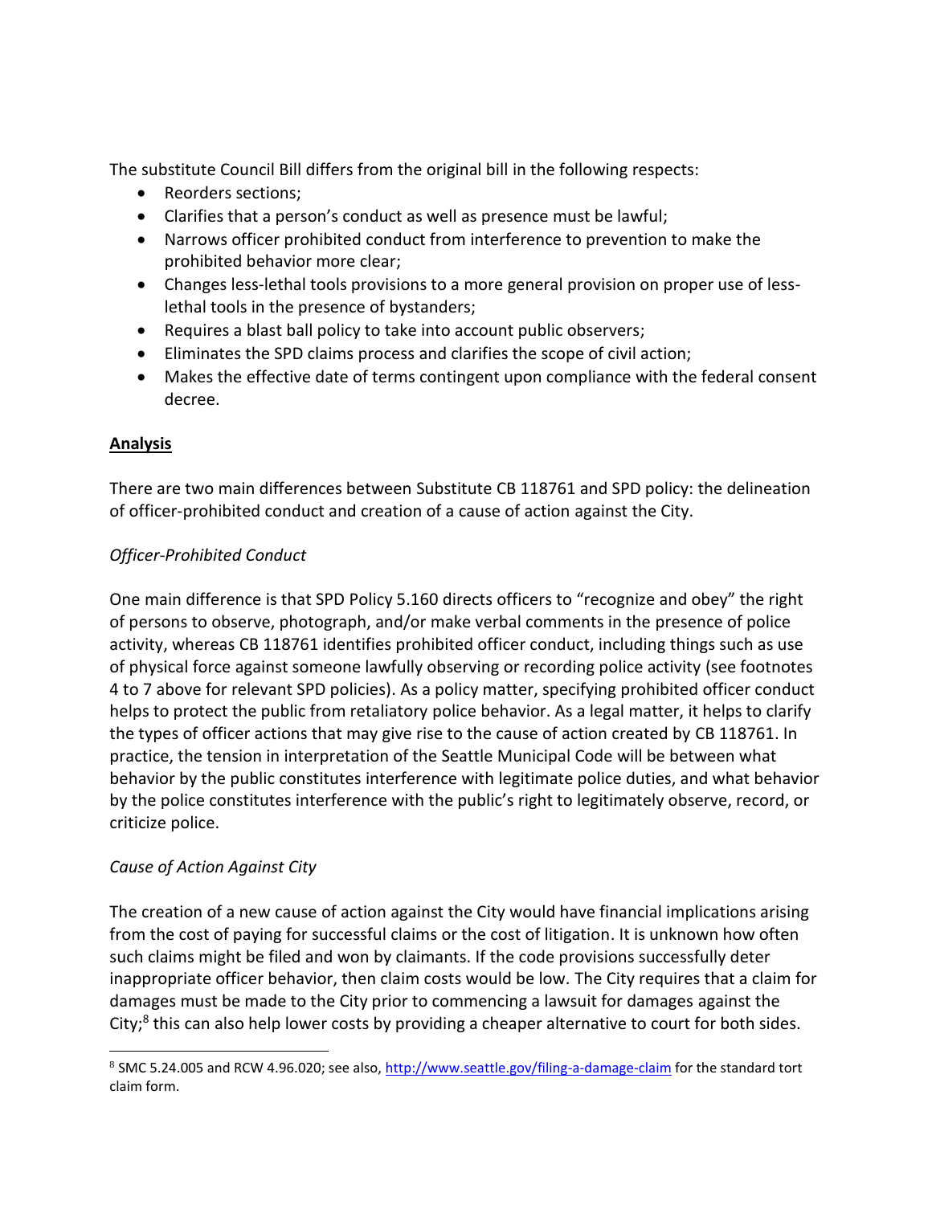The substitute Council Bill differs from the original bill in the following respects:

- Reorders sections;
- Clarifies that a person's conduct as well as presence must be lawful;
- Narrows officer prohibited conduct from interference to prevention to make the prohibited behavior more clear;
- Changes less-lethal tools provisions to a more general provision on proper use of less-lethal tools in the presence of bystanders;
- Requires a blast ball policy to take into account public observers;
- Eliminates the SPD claims process and clarifies the scope of civil action;
- Makes the effective date of terms contingent upon compliance with the federal consent decree.

## Analysis

There are two main differences between Substitute CB 118761 and SPD policy: the delineation of officer-prohibited conduct and creation of a cause of action against the City.

### *Officer-Prohibited Conduct*

One main difference is that SPD Policy 5.160 directs officers to "recognize and obey" the right of persons to observe, photograph, and/or make verbal comments in the presence of police activity, whereas CB 118761 identifies prohibited officer conduct, including things such as use of physical force against someone lawfully observing or recording police activity (see footnotes 4 to 7 above for relevant SPD policies). As a policy matter, specifying prohibited officer conduct helps to protect the public from retaliatory police behavior. As a legal matter, it helps to clarify the types of officer actions that may give rise to the cause of action created by CB 118761. In practice, the tension in interpretation of the Seattle Municipal Code will be between what behavior by the public constitutes interference with legitimate police duties, and what behavior by the police constitutes interference with the public's right to legitimately observe, record, or criticize police.

### *Cause of Action Against City*

The creation of a new cause of action against the City would have financial implications arising from the cost of paying for successful claims or the cost of litigation. It is unknown how often such claims might be filed and won by claimants. If the code provisions successfully deter inappropriate officer behavior, then claim costs would be low. The City requires that a claim for damages must be made to the City prior to commencing a lawsuit for damages against the City;[8] this can also help lower costs by providing a cheaper alternative to court for both sides.

[8] SMC 5.24.005 and RCW 4.96.020; see also, http://www.seattle.gov/filing-a-damage-claim for the standard tort claim form.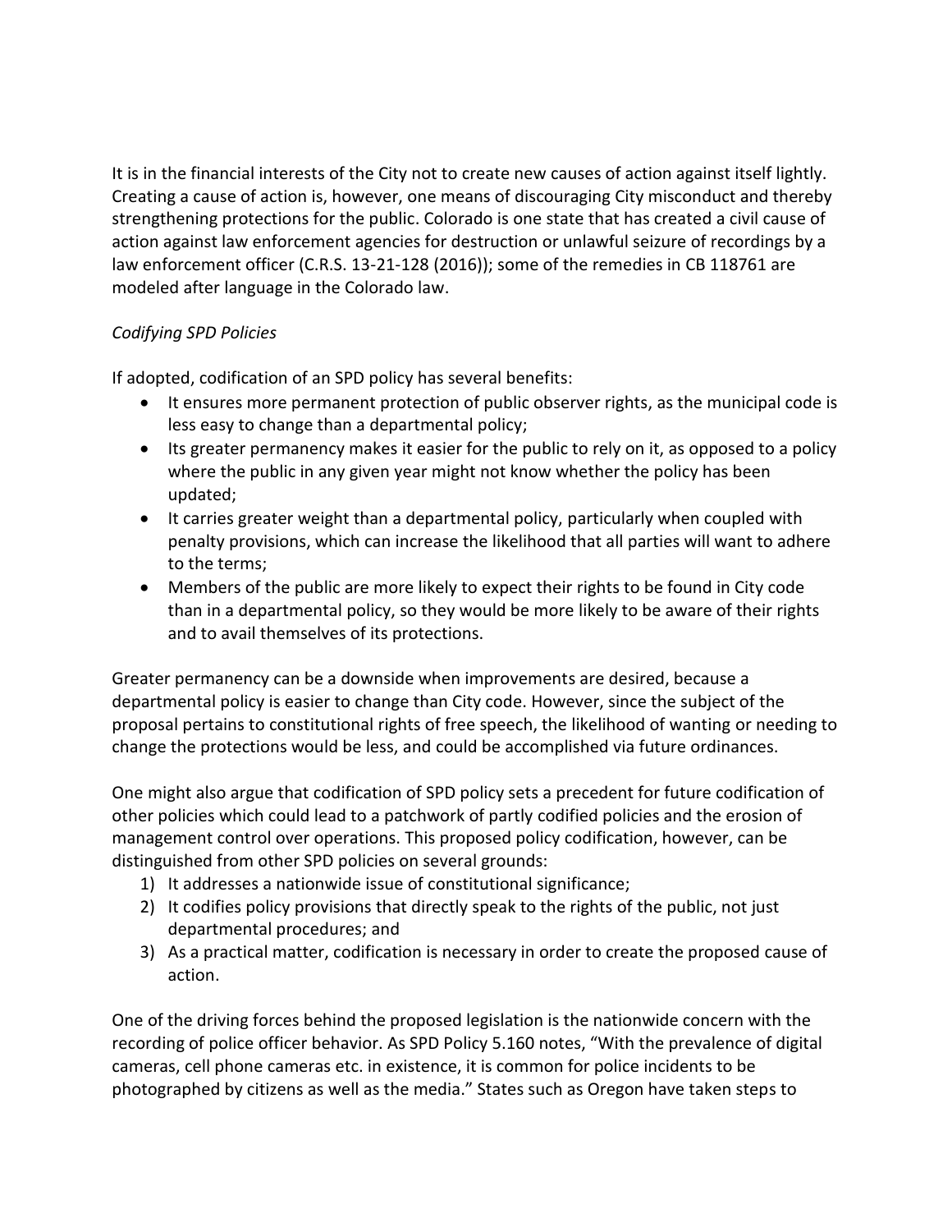It is in the financial interests of the City not to create new causes of action against itself lightly. Creating a cause of action is, however, one means of discouraging City misconduct and thereby strengthening protections for the public. Colorado is one state that has created a civil cause of action against law enforcement agencies for destruction or unlawful seizure of recordings by a law enforcement officer (C.R.S. 13-21-128 (2016)); some of the remedies in CB 118761 are modeled after language in the Colorado law.

*Codifying SPD Policies*

If adopted, codification of an SPD policy has several benefits:

- It ensures more permanent protection of public observer rights, as the municipal code is less easy to change than a departmental policy;
- Its greater permanency makes it easier for the public to rely on it, as opposed to a policy where the public in any given year might not know whether the policy has been updated;
- It carries greater weight than a departmental policy, particularly when coupled with penalty provisions, which can increase the likelihood that all parties will want to adhere to the terms;
- Members of the public are more likely to expect their rights to be found in City code than in a departmental policy, so they would be more likely to be aware of their rights and to avail themselves of its protections.

Greater permanency can be a downside when improvements are desired, because a departmental policy is easier to change than City code. However, since the subject of the proposal pertains to constitutional rights of free speech, the likelihood of wanting or needing to change the protections would be less, and could be accomplished via future ordinances.

One might also argue that codification of SPD policy sets a precedent for future codification of other policies which could lead to a patchwork of partly codified policies and the erosion of management control over operations. This proposed policy codification, however, can be distinguished from other SPD policies on several grounds:

1) It addresses a nationwide issue of constitutional significance;
2) It codifies policy provisions that directly speak to the rights of the public, not just departmental procedures; and
3) As a practical matter, codification is necessary in order to create the proposed cause of action.

One of the driving forces behind the proposed legislation is the nationwide concern with the recording of police officer behavior. As SPD Policy 5.160 notes, "With the prevalence of digital cameras, cell phone cameras etc. in existence, it is common for police incidents to be photographed by citizens as well as the media." States such as Oregon have taken steps to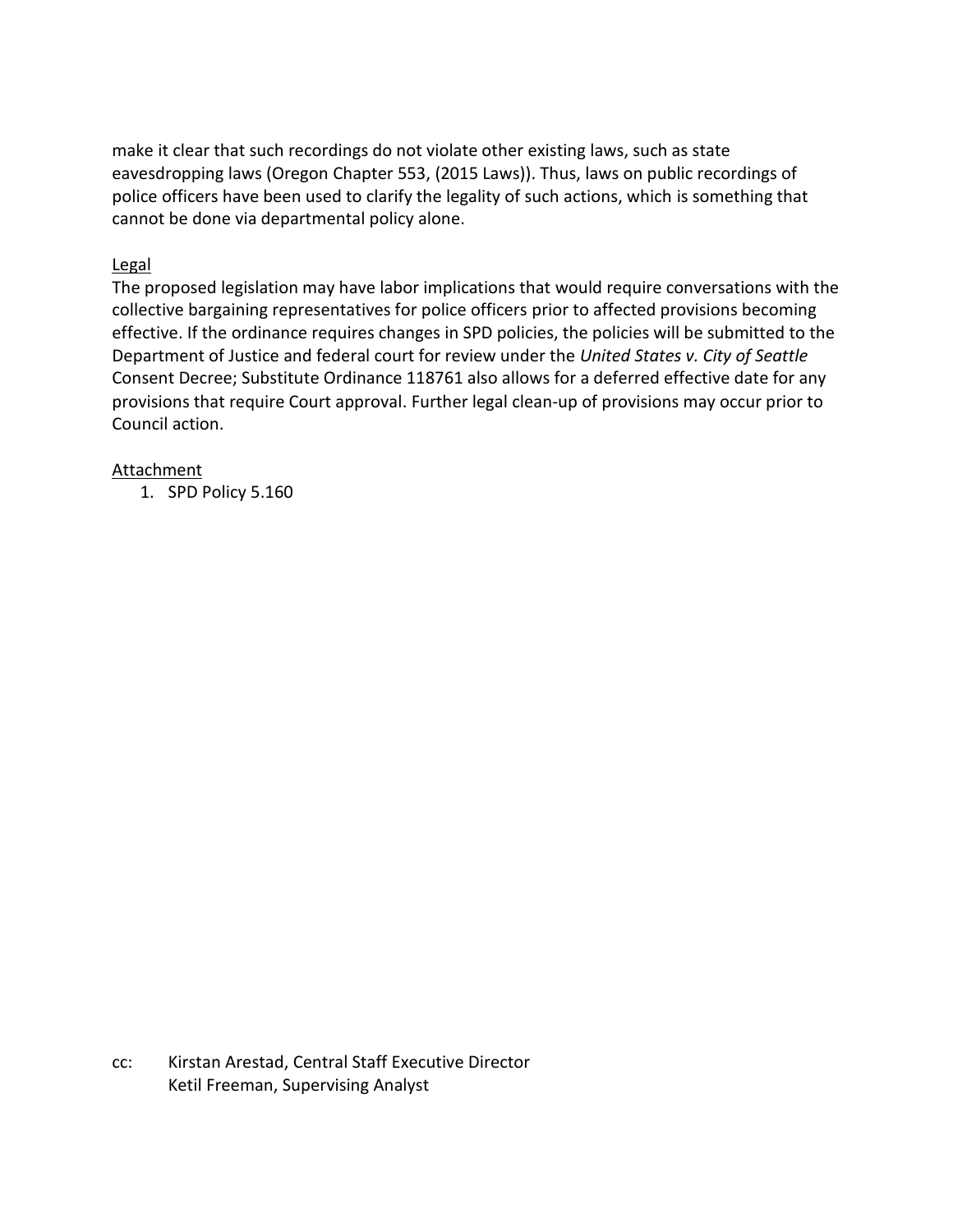make it clear that such recordings do not violate other existing laws, such as state eavesdropping laws (Oregon Chapter 553, (2015 Laws)). Thus, laws on public recordings of police officers have been used to clarify the legality of such actions, which is something that cannot be done via departmental policy alone.

<u>Legal</u>

The proposed legislation may have labor implications that would require conversations with the collective bargaining representatives for police officers prior to affected provisions becoming effective. If the ordinance requires changes in SPD policies, the policies will be submitted to the Department of Justice and federal court for review under the *United States v. City of Seattle* Consent Decree; Substitute Ordinance 118761 also allows for a deferred effective date for any provisions that require Court approval. Further legal clean-up of provisions may occur prior to Council action.

<u>Attachment</u>

1. SPD Policy 5.160

cc: Kirstan Arestad, Central Staff Executive Director
Ketil Freeman, Supervising Analyst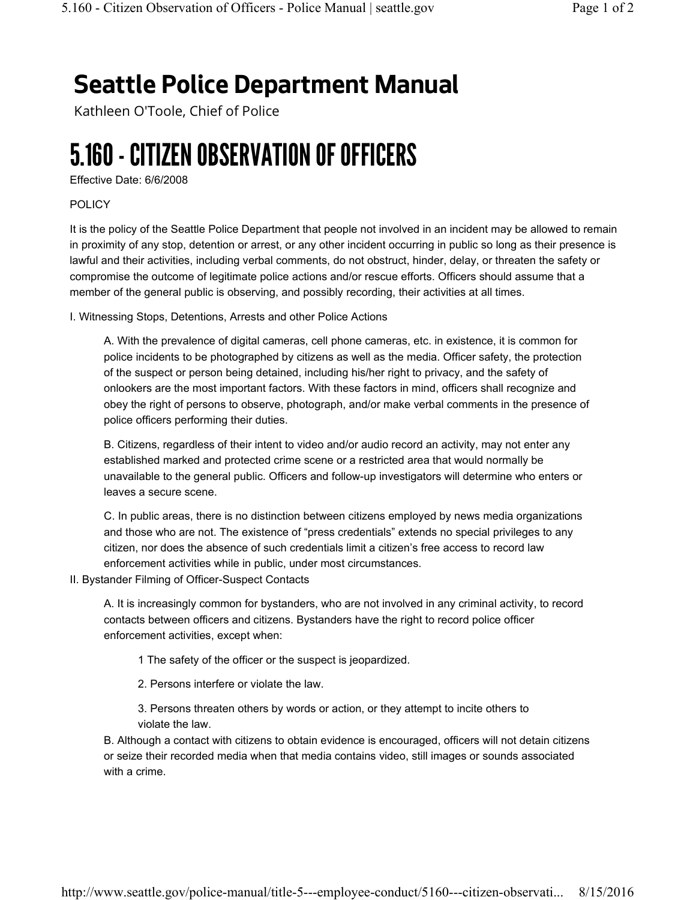# Seattle Police Department Manual

Kathleen O'Toole, Chief of Police

# 5.160 - CITIZEN OBSERVATION OF OFFICERS

Effective Date: 6/6/2008

POLICY

It is the policy of the Seattle Police Department that people not involved in an incident may be allowed to remain in proximity of any stop, detention or arrest, or any other incident occurring in public so long as their presence is lawful and their activities, including verbal comments, do not obstruct, hinder, delay, or threaten the safety or compromise the outcome of legitimate police actions and/or rescue efforts. Officers should assume that a member of the general public is observing, and possibly recording, their activities at all times.

I. Witnessing Stops, Detentions, Arrests and other Police Actions

A. With the prevalence of digital cameras, cell phone cameras, etc. in existence, it is common for police incidents to be photographed by citizens as well as the media. Officer safety, the protection of the suspect or person being detained, including his/her right to privacy, and the safety of onlookers are the most important factors. With these factors in mind, officers shall recognize and obey the right of persons to observe, photograph, and/or make verbal comments in the presence of police officers performing their duties.

B. Citizens, regardless of their intent to video and/or audio record an activity, may not enter any established marked and protected crime scene or a restricted area that would normally be unavailable to the general public. Officers and follow-up investigators will determine who enters or leaves a secure scene.

C. In public areas, there is no distinction between citizens employed by news media organizations and those who are not. The existence of "press credentials" extends no special privileges to any citizen, nor does the absence of such credentials limit a citizen's free access to record law enforcement activities while in public, under most circumstances.

II. Bystander Filming of Officer-Suspect Contacts

A. It is increasingly common for bystanders, who are not involved in any criminal activity, to record contacts between officers and citizens. Bystanders have the right to record police officer enforcement activities, except when:

1 The safety of the officer or the suspect is jeopardized.

2. Persons interfere or violate the law.

3. Persons threaten others by words or action, or they attempt to incite others to violate the law.

B. Although a contact with citizens to obtain evidence is encouraged, officers will not detain citizens or seize their recorded media when that media contains video, still images or sounds associated with a crime.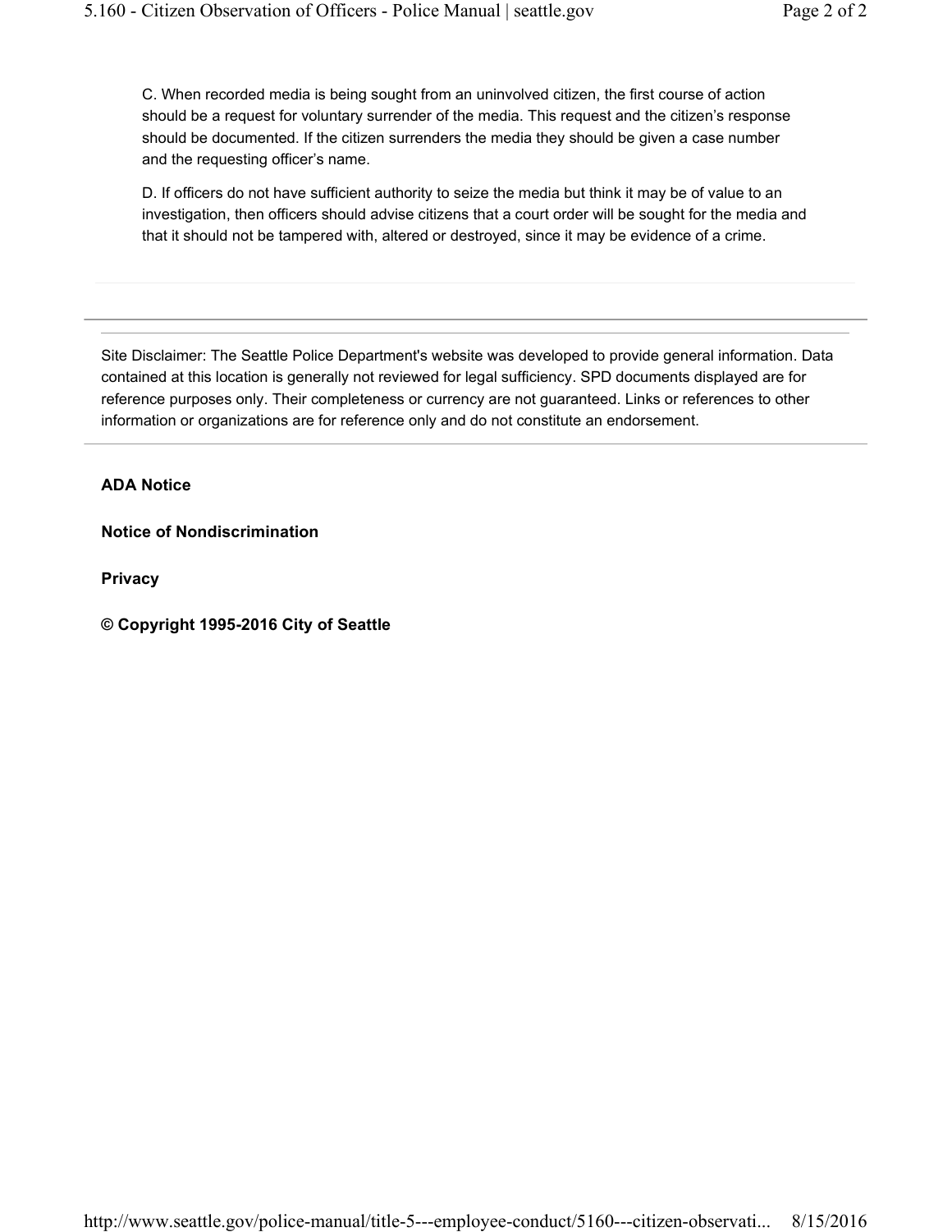C. When recorded media is being sought from an uninvolved citizen, the first course of action should be a request for voluntary surrender of the media. This request and the citizen's response should be documented. If the citizen surrenders the media they should be given a case number and the requesting officer's name.

D. If officers do not have sufficient authority to seize the media but think it may be of value to an investigation, then officers should advise citizens that a court order will be sought for the media and that it should not be tampered with, altered or destroyed, since it may be evidence of a crime.

---

Site Disclaimer: The Seattle Police Department's website was developed to provide general information. Data contained at this location is generally not reviewed for legal sufficiency. SPD documents displayed are for reference purposes only. Their completeness or currency are not guaranteed. Links or references to other information or organizations are for reference only and do not constitute an endorsement.

---

**ADA Notice**

**Notice of Nondiscrimination**

**Privacy**

**© Copyright 1995-2016 City of Seattle**